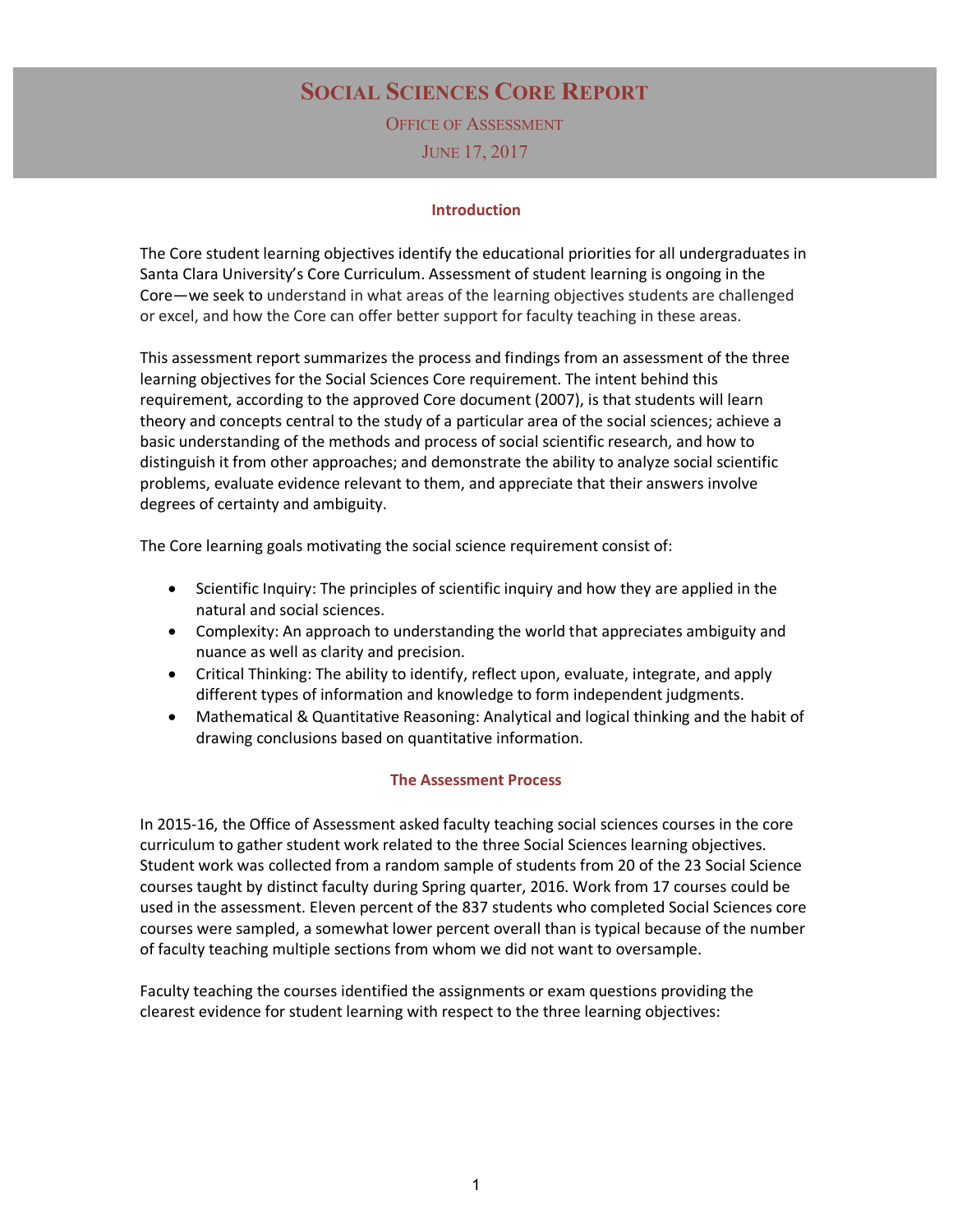# Social Sciences Core Report

Office of Assessment

June 17, 2017

## Introduction

The Core student learning objectives identify the educational priorities for all undergraduates in Santa Clara University's Core Curriculum. Assessment of student learning is ongoing in the Core—we seek to understand in what areas of the learning objectives students are challenged or excel, and how the Core can offer better support for faculty teaching in these areas.

This assessment report summarizes the process and findings from an assessment of the three learning objectives for the Social Sciences Core requirement. The intent behind this requirement, according to the approved Core document (2007), is that students will learn theory and concepts central to the study of a particular area of the social sciences; achieve a basic understanding of the methods and process of social scientific research, and how to distinguish it from other approaches; and demonstrate the ability to analyze social scientific problems, evaluate evidence relevant to them, and appreciate that their answers involve degrees of certainty and ambiguity.

The Core learning goals motivating the social science requirement consist of:

- Scientific Inquiry: The principles of scientific inquiry and how they are applied in the natural and social sciences.
- Complexity: An approach to understanding the world that appreciates ambiguity and nuance as well as clarity and precision.
- Critical Thinking: The ability to identify, reflect upon, evaluate, integrate, and apply different types of information and knowledge to form independent judgments.
- Mathematical & Quantitative Reasoning: Analytical and logical thinking and the habit of drawing conclusions based on quantitative information.

## The Assessment Process

In 2015-16, the Office of Assessment asked faculty teaching social sciences courses in the core curriculum to gather student work related to the three Social Sciences learning objectives. Student work was collected from a random sample of students from 20 of the 23 Social Science courses taught by distinct faculty during Spring quarter, 2016. Work from 17 courses could be used in the assessment. Eleven percent of the 837 students who completed Social Sciences core courses were sampled, a somewhat lower percent overall than is typical because of the number of faculty teaching multiple sections from whom we did not want to oversample.

Faculty teaching the courses identified the assignments or exam questions providing the clearest evidence for student learning with respect to the three learning objectives: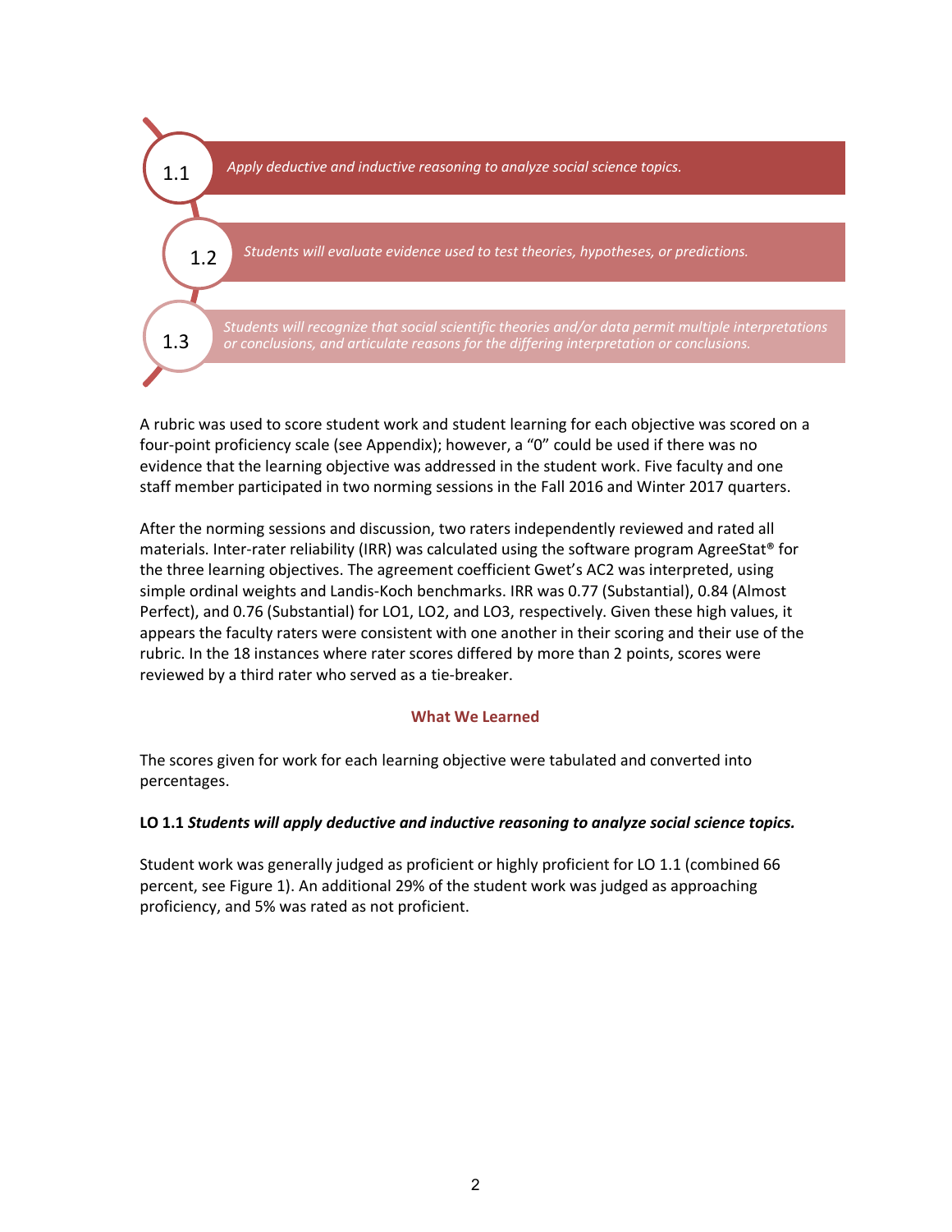- **1.1** *Apply deductive and inductive reasoning to analyze social science topics.*
- **1.2** *Students will evaluate evidence used to test theories, hypotheses, or predictions.*
- **1.3** *Students will recognize that social scientific theories and/or data permit multiple interpretations or conclusions, and articulate reasons for the differing interpretation or conclusions.*

A rubric was used to score student work and student learning for each objective was scored on a four-point proficiency scale (see Appendix); however, a "0" could be used if there was no evidence that the learning objective was addressed in the student work. Five faculty and one staff member participated in two norming sessions in the Fall 2016 and Winter 2017 quarters.

After the norming sessions and discussion, two raters independently reviewed and rated all materials. Inter-rater reliability (IRR) was calculated using the software program AgreeStat® for the three learning objectives. The agreement coefficient Gwet's AC2 was interpreted, using simple ordinal weights and Landis-Koch benchmarks. IRR was 0.77 (Substantial), 0.84 (Almost Perfect), and 0.76 (Substantial) for LO1, LO2, and LO3, respectively. Given these high values, it appears the faculty raters were consistent with one another in their scoring and their use of the rubric. In the 18 instances where rater scores differed by more than 2 points, scores were reviewed by a third rater who served as a tie-breaker.

## What We Learned

The scores given for work for each learning objective were tabulated and converted into percentages.

**LO 1.1** ***Students will apply deductive and inductive reasoning to analyze social science topics.***

Student work was generally judged as proficient or highly proficient for LO 1.1 (combined 66 percent, see Figure 1). An additional 29% of the student work was judged as approaching proficiency, and 5% was rated as not proficient.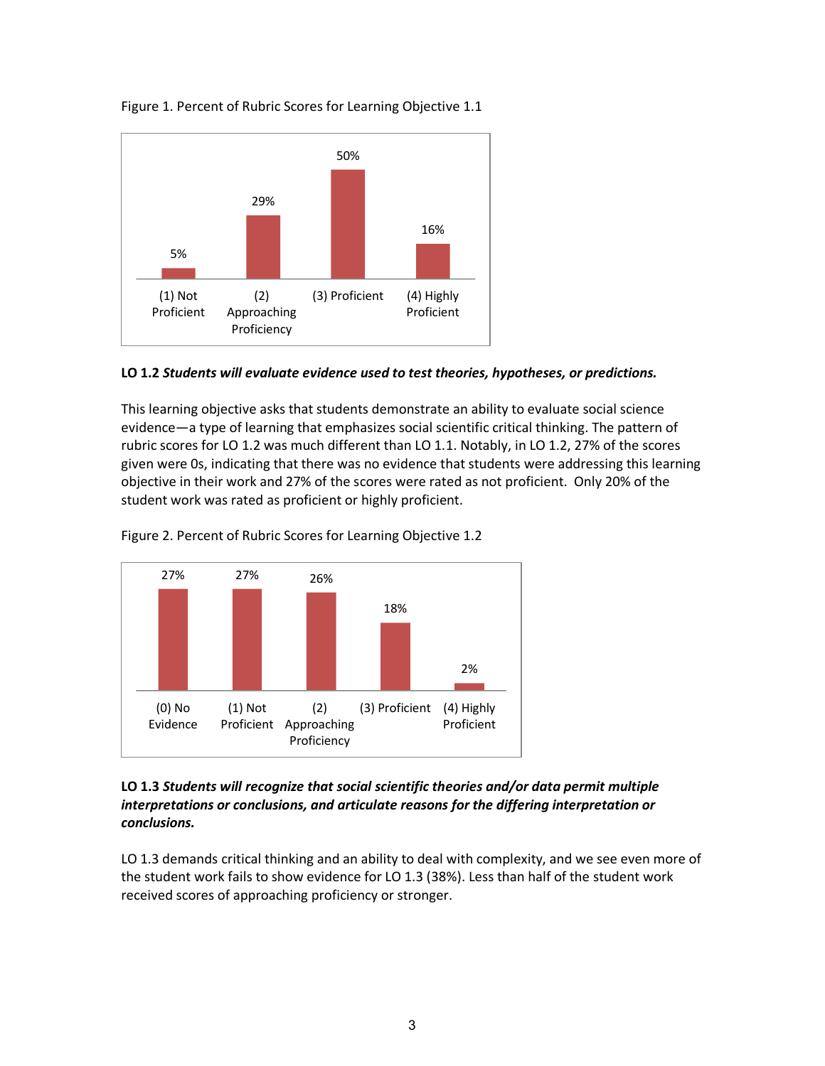Figure 1. Percent of Rubric Scores for Learning Objective 1.1

| (1) Not Proficient | (2) Approaching Proficiency | (3) Proficient | (4) Highly Proficient |
|---|---|---|---|
| 5% | 29% | 50% | 16% |

**LO 1.2** ***Students will evaluate evidence used to test theories, hypotheses, or predictions.***

This learning objective asks that students demonstrate an ability to evaluate social science evidence—a type of learning that emphasizes social scientific critical thinking. The pattern of rubric scores for LO 1.2 was much different than LO 1.1. Notably, in LO 1.2, 27% of the scores given were 0s, indicating that there was no evidence that students were addressing this learning objective in their work and 27% of the scores were rated as not proficient. Only 20% of the student work was rated as proficient or highly proficient.

Figure 2. Percent of Rubric Scores for Learning Objective 1.2

| (0) No Evidence | (1) Not Proficient | (2) Approaching Proficiency | (3) Proficient | (4) Highly Proficient |
|---|---|---|---|---|
| 27% | 27% | 26% | 18% | 2% |

**LO 1.3** ***Students will recognize that social scientific theories and/or data permit multiple interpretations or conclusions, and articulate reasons for the differing interpretation or conclusions.***

LO 1.3 demands critical thinking and an ability to deal with complexity, and we see even more of the student work fails to show evidence for LO 1.3 (38%). Less than half of the student work received scores of approaching proficiency or stronger.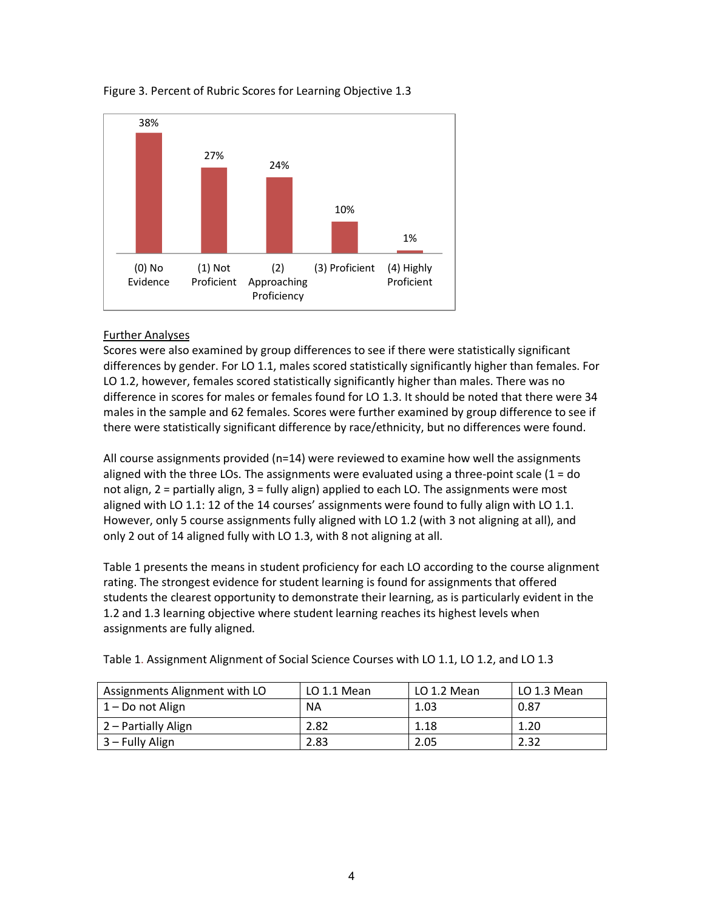Figure 3. Percent of Rubric Scores for Learning Objective 1.3

| (0) No Evidence | (1) Not Proficient | (2) Approaching Proficiency | (3) Proficient | (4) Highly Proficient |
|---|---|---|---|---|
| 38% | 27% | 24% | 10% | 1% |

<u>Further Analyses</u>

Scores were also examined by group differences to see if there were statistically significant differences by gender. For LO 1.1, males scored statistically significantly higher than females. For LO 1.2, however, females scored statistically significantly higher than males. There was no difference in scores for males or females found for LO 1.3. It should be noted that there were 34 males in the sample and 62 females. Scores were further examined by group difference to see if there were statistically significant difference by race/ethnicity, but no differences were found.

All course assignments provided (n=14) were reviewed to examine how well the assignments aligned with the three LOs. The assignments were evaluated using a three-point scale (1 = do not align, 2 = partially align, 3 = fully align) applied to each LO. The assignments were most aligned with LO 1.1: 12 of the 14 courses' assignments were found to fully align with LO 1.1. However, only 5 course assignments fully aligned with LO 1.2 (with 3 not aligning at all), and only 2 out of 14 aligned fully with LO 1.3, with 8 not aligning at all.

Table 1 presents the means in student proficiency for each LO according to the course alignment rating. The strongest evidence for student learning is found for assignments that offered students the clearest opportunity to demonstrate their learning, as is particularly evident in the 1.2 and 1.3 learning objective where student learning reaches its highest levels when assignments are fully aligned.

Table 1. Assignment Alignment of Social Science Courses with LO 1.1, LO 1.2, and LO 1.3

| Assignments Alignment with LO | LO 1.1 Mean | LO 1.2 Mean | LO 1.3 Mean |
|---|---|---|---|
| 1 – Do not Align | NA | 1.03 | 0.87 |
| 2 – Partially Align | 2.82 | 1.18 | 1.20 |
| 3 – Fully Align | 2.83 | 2.05 | 2.32 |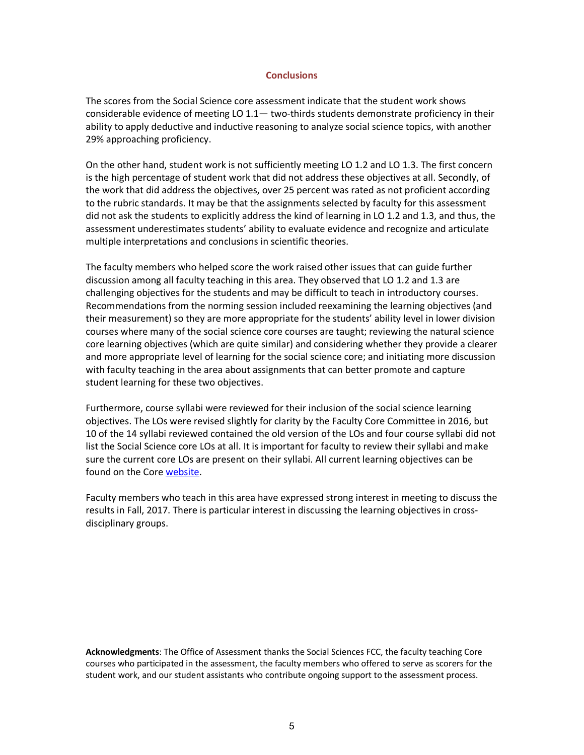## Conclusions

The scores from the Social Science core assessment indicate that the student work shows considerable evidence of meeting LO 1.1— two-thirds students demonstrate proficiency in their ability to apply deductive and inductive reasoning to analyze social science topics, with another 29% approaching proficiency.

On the other hand, student work is not sufficiently meeting LO 1.2 and LO 1.3. The first concern is the high percentage of student work that did not address these objectives at all. Secondly, of the work that did address the objectives, over 25 percent was rated as not proficient according to the rubric standards. It may be that the assignments selected by faculty for this assessment did not ask the students to explicitly address the kind of learning in LO 1.2 and 1.3, and thus, the assessment underestimates students' ability to evaluate evidence and recognize and articulate multiple interpretations and conclusions in scientific theories.

The faculty members who helped score the work raised other issues that can guide further discussion among all faculty teaching in this area. They observed that LO 1.2 and 1.3 are challenging objectives for the students and may be difficult to teach in introductory courses. Recommendations from the norming session included reexamining the learning objectives (and their measurement) so they are more appropriate for the students' ability level in lower division courses where many of the social science core courses are taught; reviewing the natural science core learning objectives (which are quite similar) and considering whether they provide a clearer and more appropriate level of learning for the social science core; and initiating more discussion with faculty teaching in the area about assignments that can better promote and capture student learning for these two objectives.

Furthermore, course syllabi were reviewed for their inclusion of the social science learning objectives. The LOs were revised slightly for clarity by the Faculty Core Committee in 2016, but 10 of the 14 syllabi reviewed contained the old version of the LOs and four course syllabi did not list the Social Science core LOs at all. It is important for faculty to review their syllabi and make sure the current core LOs are present on their syllabi. All current learning objectives can be found on the Core website.

Faculty members who teach in this area have expressed strong interest in meeting to discuss the results in Fall, 2017. There is particular interest in discussing the learning objectives in cross-disciplinary groups.

**Acknowledgments**: The Office of Assessment thanks the Social Sciences FCC, the faculty teaching Core courses who participated in the assessment, the faculty members who offered to serve as scorers for the student work, and our student assistants who contribute ongoing support to the assessment process.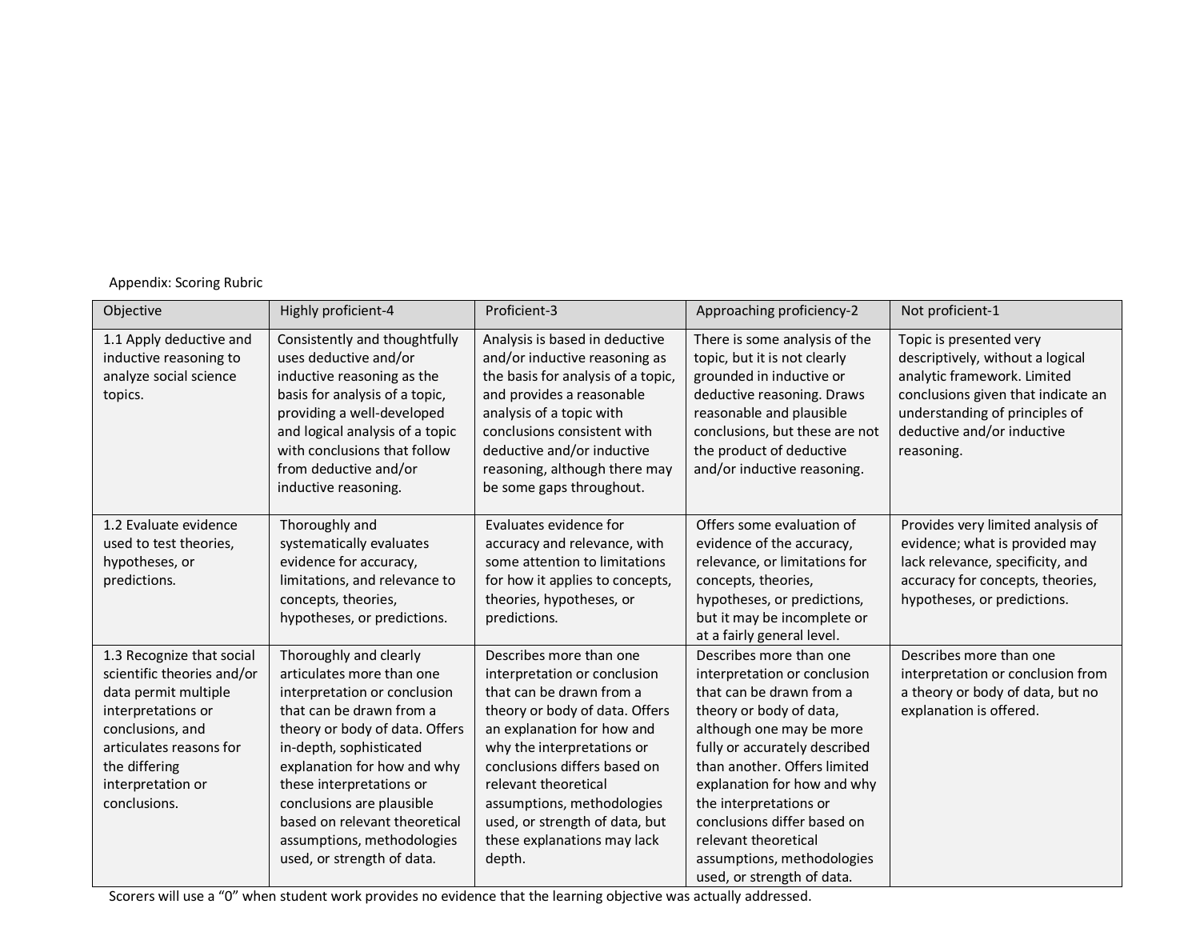Appendix: Scoring Rubric

| Objective | Highly proficient-4 | Proficient-3 | Approaching proficiency-2 | Not proficient-1 |
| --- | --- | --- | --- | --- |
| 1.1 Apply deductive and inductive reasoning to analyze social science topics. | Consistently and thoughtfully uses deductive and/or inductive reasoning as the basis for analysis of a topic, providing a well-developed and logical analysis of a topic with conclusions that follow from deductive and/or inductive reasoning. | Analysis is based in deductive and/or inductive reasoning as the basis for analysis of a topic, and provides a reasonable analysis of a topic with conclusions consistent with deductive and/or inductive reasoning, although there may be some gaps throughout. | There is some analysis of the topic, but it is not clearly grounded in inductive or deductive reasoning. Draws reasonable and plausible conclusions, but these are not the product of deductive and/or inductive reasoning. | Topic is presented very descriptively, without a logical analytic framework. Limited conclusions given that indicate an understanding of principles of deductive and/or inductive reasoning. |
| 1.2 Evaluate evidence used to test theories, hypotheses, or predictions. | Thoroughly and systematically evaluates evidence for accuracy, limitations, and relevance to concepts, theories, hypotheses, or predictions. | Evaluates evidence for accuracy and relevance, with some attention to limitations for how it applies to concepts, theories, hypotheses, or predictions. | Offers some evaluation of evidence of the accuracy, relevance, or limitations for concepts, theories, hypotheses, or predictions, but it may be incomplete or at a fairly general level. | Provides very limited analysis of evidence; what is provided may lack relevance, specificity, and accuracy for concepts, theories, hypotheses, or predictions. |
| 1.3 Recognize that social scientific theories and/or data permit multiple interpretations or conclusions, and articulates reasons for the differing interpretation or conclusions. | Thoroughly and clearly articulates more than one interpretation or conclusion that can be drawn from a theory or body of data. Offers in-depth, sophisticated explanation for how and why these interpretations or conclusions are plausible based on relevant theoretical assumptions, methodologies used, or strength of data. | Describes more than one interpretation or conclusion that can be drawn from a theory or body of data. Offers an explanation for how and why the interpretations or conclusions differs based on relevant theoretical assumptions, methodologies used, or strength of data, but these explanations may lack depth. | Describes more than one interpretation or conclusion that can be drawn from a theory or body of data, although one may be more fully or accurately described than another. Offers limited explanation for how and why the interpretations or conclusions differ based on relevant theoretical assumptions, methodologies used, or strength of data. | Describes more than one interpretation or conclusion from a theory or body of data, but no explanation is offered. |

Scorers will use a “0” when student work provides no evidence that the learning objective was actually addressed.